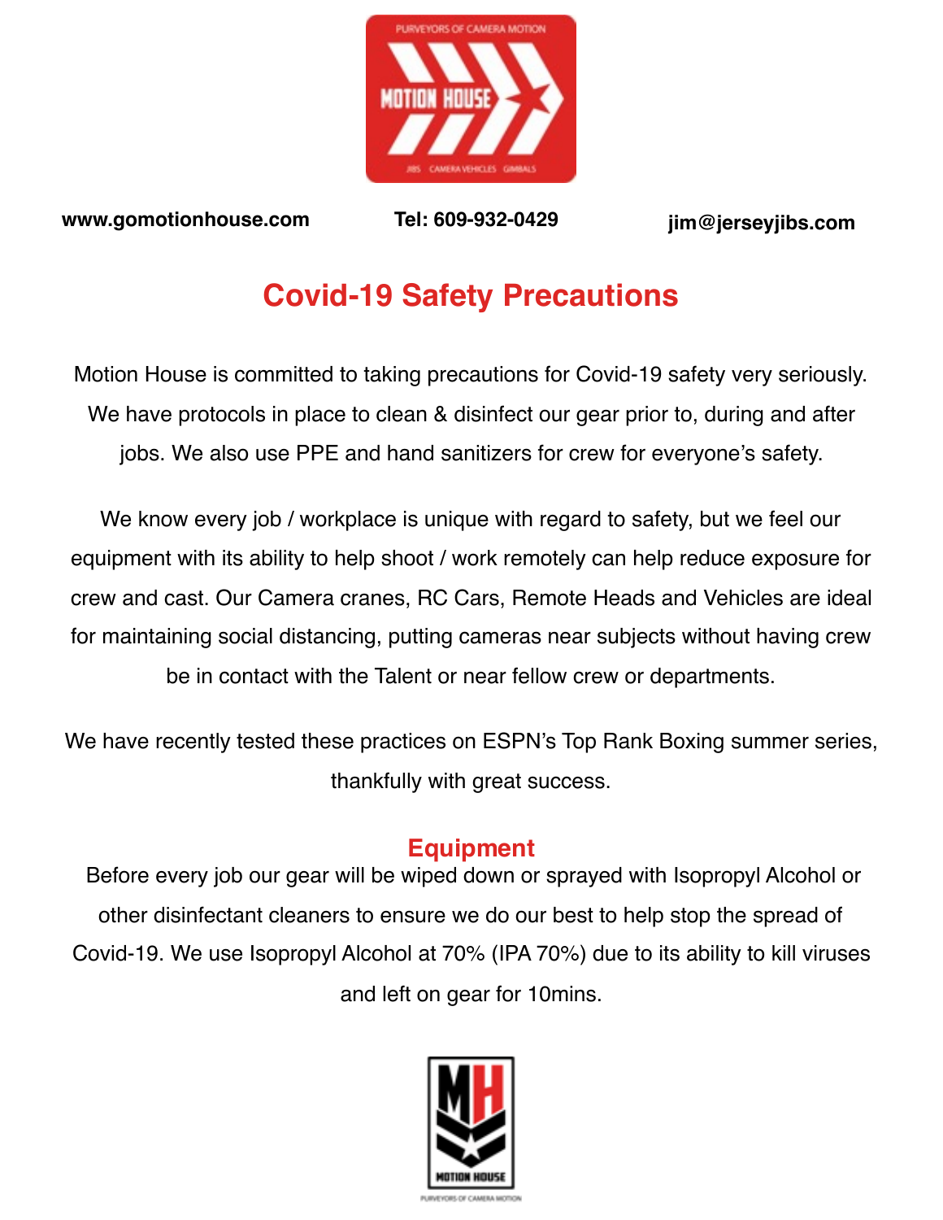www.gomotionhouse.com Tel: 609-932-0429 jim@jerseyjibs.com

# Covid-19 Safety Precautions

Motion House is committed to taking precautions for Covid-19 safety very seriously. We have protocols in place to clean & disinfect our gear prior to, during and after jobs. We also use PPE and hand sanitizers for crew for everyone's safety.

We know every job / workplace is unique with regard to safety, but we feel our equipment with its ability to help shoot / work remotely can help reduce exposure for crew and cast. Our Camera cranes, RC Cars, Remote Heads and Vehicles are ideal for maintaining social distancing, putting cameras near subjects without having crew be in contact with the Talent or near fellow crew or departments.

We have recently tested these practices on ESPN's Top Rank Boxing summer series, thankfully with great success.

## Equipment

Before every job our gear will be wiped down or sprayed with Isopropyl Alcohol or other disinfectant cleaners to ensure we do our best to help stop the spread of Covid-19. We use Isopropyl Alcohol at 70% (IPA 70%) due to its ability to kill viruses and left on gear for 10mins.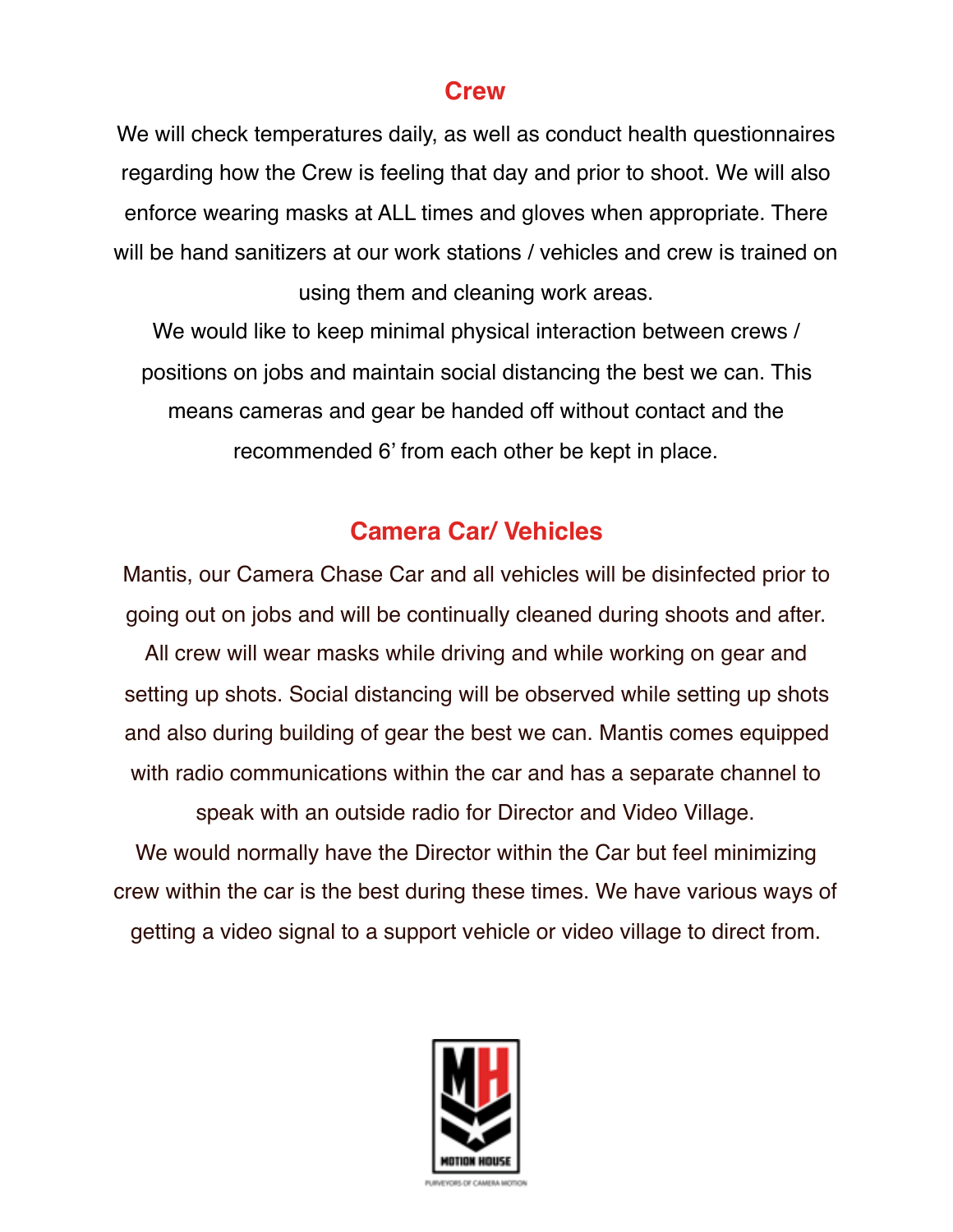## Crew

We will check temperatures daily, as well as conduct health questionnaires regarding how the Crew is feeling that day and prior to shoot. We will also enforce wearing masks at ALL times and gloves when appropriate. There will be hand sanitizers at our work stations / vehicles and crew is trained on using them and cleaning work areas.

We would like to keep minimal physical interaction between crews / positions on jobs and maintain social distancing the best we can. This means cameras and gear be handed off without contact and the recommended 6' from each other be kept in place.

## Camera Car/ Vehicles

Mantis, our Camera Chase Car and all vehicles will be disinfected prior to going out on jobs and will be continually cleaned during shoots and after. All crew will wear masks while driving and while working on gear and setting up shots. Social distancing will be observed while setting up shots and also during building of gear the best we can. Mantis comes equipped with radio communications within the car and has a separate channel to speak with an outside radio for Director and Video Village.

We would normally have the Director within the Car but feel minimizing crew within the car is the best during these times. We have various ways of getting a video signal to a support vehicle or video village to direct from.

MOTION HOUSE

PURVEYORS OF CAMERA MOTION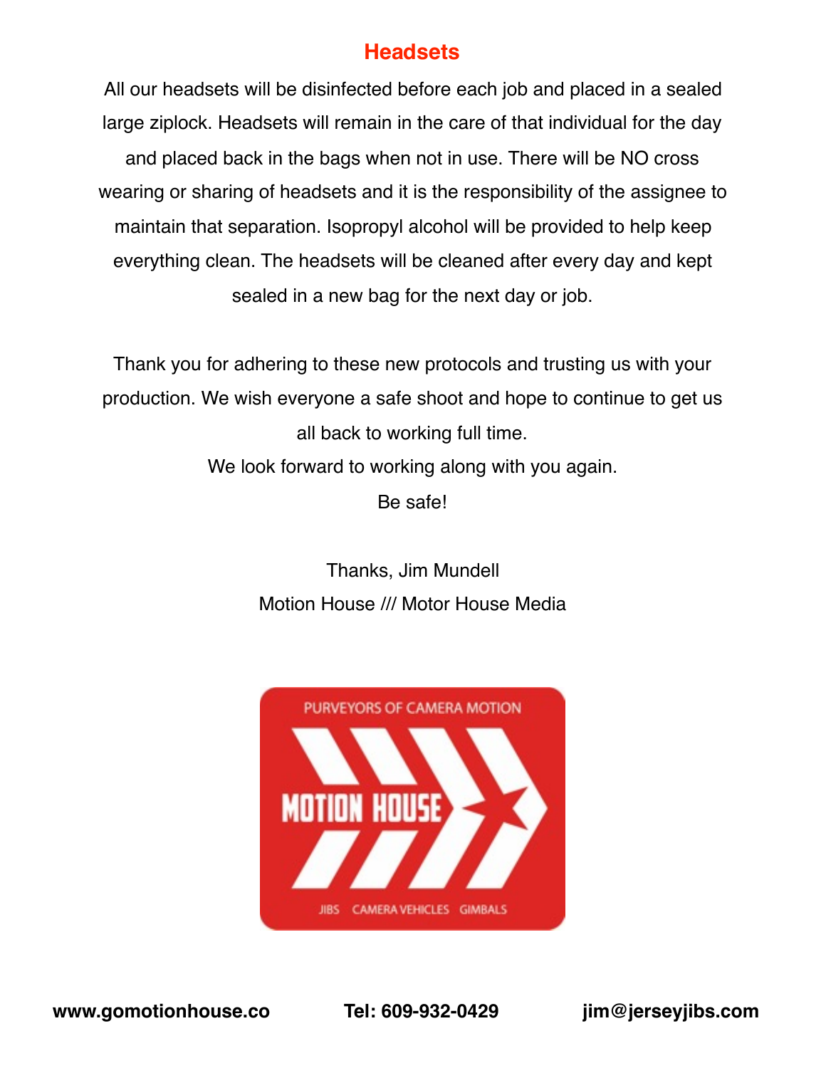## Headsets

All our headsets will be disinfected before each job and placed in a sealed large ziplock. Headsets will remain in the care of that individual for the day and placed back in the bags when not in use. There will be NO cross wearing or sharing of headsets and it is the responsibility of the assignee to maintain that separation. Isopropyl alcohol will be provided to help keep everything clean. The headsets will be cleaned after every day and kept sealed in a new bag for the next day or job.

Thank you for adhering to these new protocols and trusting us with your production. We wish everyone a safe shoot and hope to continue to get us all back to working full time.

We look forward to working along with you again.

Be safe!

Thanks, Jim Mundell

Motion House /// Motor House Media

PURVEYORS OF CAMERA MOTION

MOTION HOUSE

JIBS CAMERA VEHICLES GIMBALS

**www.gomotionhouse.co** **Tel: 609-932-0429** **jim@jerseyjibs.com**